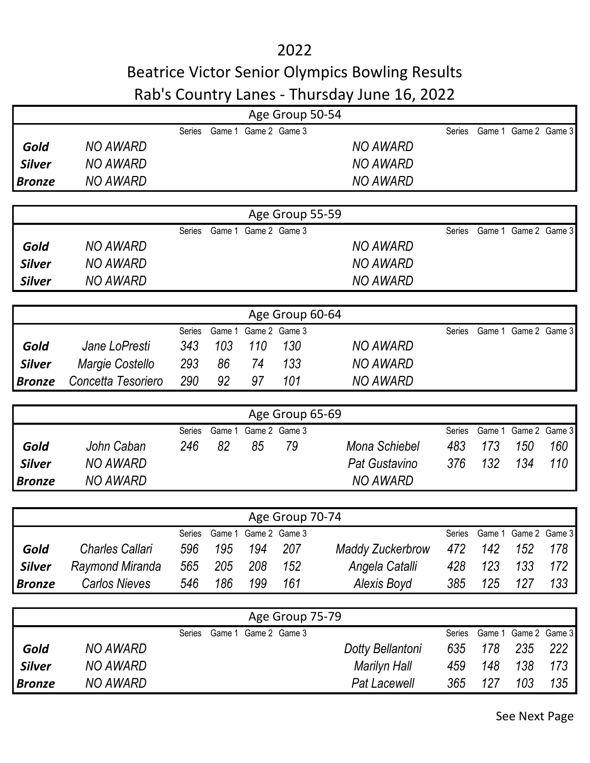# 2022

## Beatrice Victor Senior Olympics Bowling Results

## Rab's Country Lanes - Thursday June 16, 2022

### Age Group 50-54

| | | Series | Game 1 | Game 2 | Game 3 | | Series | Game 1 | Game 2 | Game 3 |
|---|---|---|---|---|---|---|---|---|---|---|
| **Gold** | NO AWARD | | | | | NO AWARD | | | | |
| **Silver** | NO AWARD | | | | | NO AWARD | | | | |
| **Bronze** | NO AWARD | | | | | NO AWARD | | | | |

### Age Group 55-59

| | | Series | Game 1 | Game 2 | Game 3 | | Series | Game 1 | Game 2 | Game 3 |
|---|---|---|---|---|---|---|---|---|---|---|
| **Gold** | NO AWARD | | | | | NO AWARD | | | | |
| **Silver** | NO AWARD | | | | | NO AWARD | | | | |
| **Silver** | NO AWARD | | | | | NO AWARD | | | | |

### Age Group 60-64

| | | Series | Game 1 | Game 2 | Game 3 | | Series | Game 1 | Game 2 | Game 3 |
|---|---|---|---|---|---|---|---|---|---|---|
| **Gold** | Jane LoPresti | 343 | 103 | 110 | 130 | NO AWARD | | | | |
| **Silver** | Margie Costello | 293 | 86 | 74 | 133 | NO AWARD | | | | |
| **Bronze** | Concetta Tesoriero | 290 | 92 | 97 | 101 | NO AWARD | | | | |

### Age Group 65-69

| | | Series | Game 1 | Game 2 | Game 3 | | Series | Game 1 | Game 2 | Game 3 |
|---|---|---|---|---|---|---|---|---|---|---|
| **Gold** | John Caban | 246 | 82 | 85 | 79 | Mona Schiebel | 483 | 173 | 150 | 160 |
| **Silver** | NO AWARD | | | | | Pat Gustavino | 376 | 132 | 134 | 110 |
| **Bronze** | NO AWARD | | | | | NO AWARD | | | | |

### Age Group 70-74

| | | Series | Game 1 | Game 2 | Game 3 | | Series | Game 1 | Game 2 | Game 3 |
|---|---|---|---|---|---|---|---|---|---|---|
| **Gold** | Charles Callari | 596 | 195 | 194 | 207 | Maddy Zuckerbrow | 472 | 142 | 152 | 178 |
| **Silver** | Raymond Miranda | 565 | 205 | 208 | 152 | Angela Catalli | 428 | 123 | 133 | 172 |
| **Bronze** | Carlos Nieves | 546 | 186 | 199 | 161 | Alexis Boyd | 385 | 125 | 127 | 133 |

### Age Group 75-79

| | | Series | Game 1 | Game 2 | Game 3 | | Series | Game 1 | Game 2 | Game 3 |
|---|---|---|---|---|---|---|---|---|---|---|
| **Gold** | NO AWARD | | | | | Dotty Bellantoni | 635 | 178 | 235 | 222 |
| **Silver** | NO AWARD | | | | | Marilyn Hall | 459 | 148 | 138 | 173 |
| **Bronze** | NO AWARD | | | | | Pat Lacewell | 365 | 127 | 103 | 135 |

See Next Page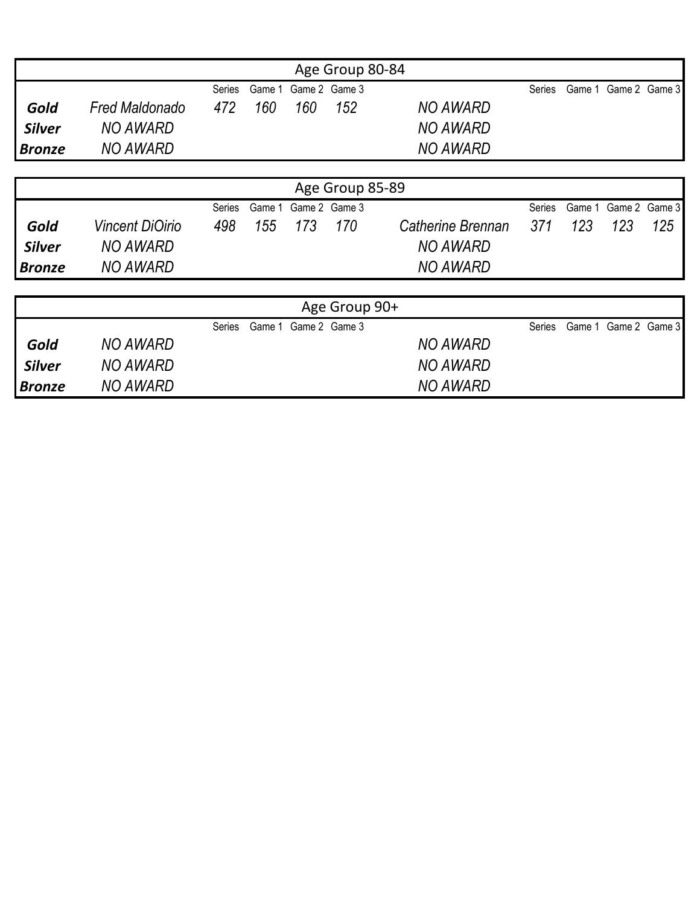| Age Group 80-84 | | | | | | | | | | |
| --- | --- | --- | --- | --- | --- | --- | --- | --- | --- | --- |
| | | Series | Game 1 | Game 2 | Game 3 | | Series | Game 1 | Game 2 | Game 3 |
| ***Gold*** | *Fred Maldonado* | *472* | *160* | *160* | *152* | *NO AWARD* | | | | |
| ***Silver*** | *NO AWARD* | | | | | *NO AWARD* | | | | |
| ***Bronze*** | *NO AWARD* | | | | | *NO AWARD* | | | | |

| Age Group 85-89 | | | | | | | | | | |
| --- | --- | --- | --- | --- | --- | --- | --- | --- | --- | --- |
| | | Series | Game 1 | Game 2 | Game 3 | | Series | Game 1 | Game 2 | Game 3 |
| ***Gold*** | *Vincent DiOirio* | *498* | *155* | *173* | *170* | *Catherine Brennan* | *371* | *123* | *123* | *125* |
| ***Silver*** | *NO AWARD* | | | | | *NO AWARD* | | | | |
| ***Bronze*** | *NO AWARD* | | | | | *NO AWARD* | | | | |

| Age Group 90+ | | | | | | | | | | |
| --- | --- | --- | --- | --- | --- | --- | --- | --- | --- | --- |
| | | Series | Game 1 | Game 2 | Game 3 | | Series | Game 1 | Game 2 | Game 3 |
| ***Gold*** | *NO AWARD* | | | | | *NO AWARD* | | | | |
| ***Silver*** | *NO AWARD* | | | | | *NO AWARD* | | | | |
| ***Bronze*** | *NO AWARD* | | | | | *NO AWARD* | | | | |